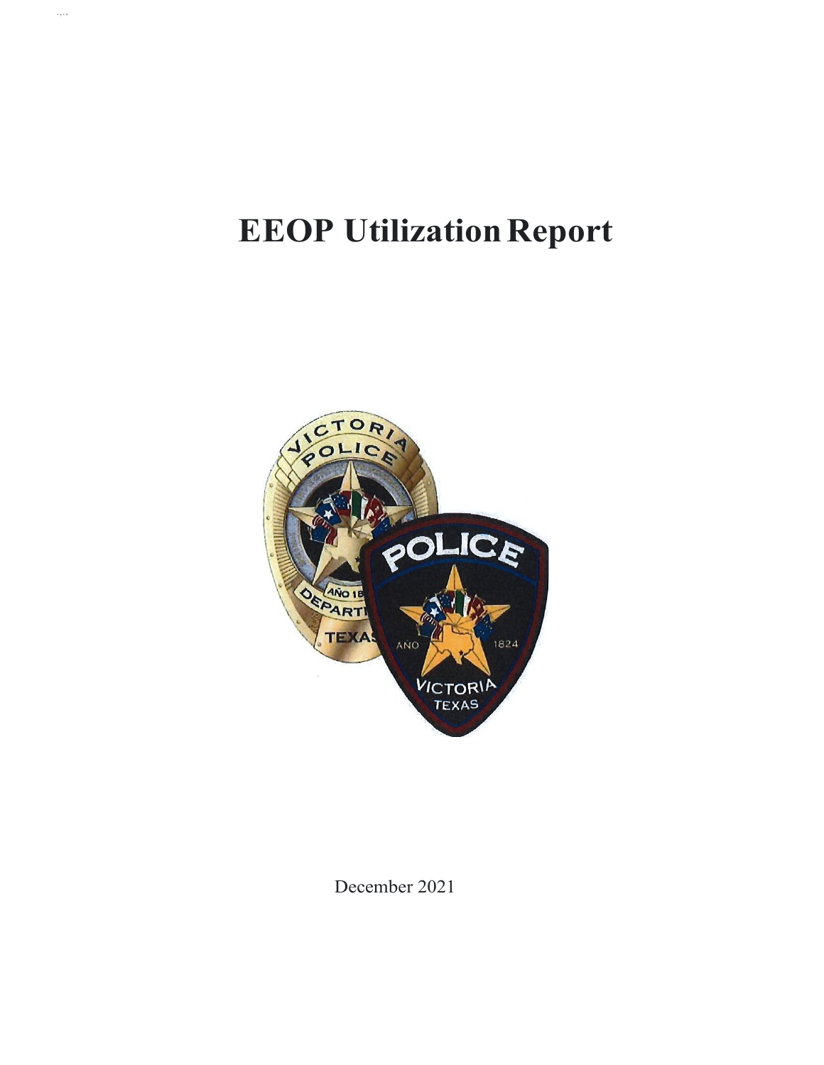# EEOP Utilization Report

December 2021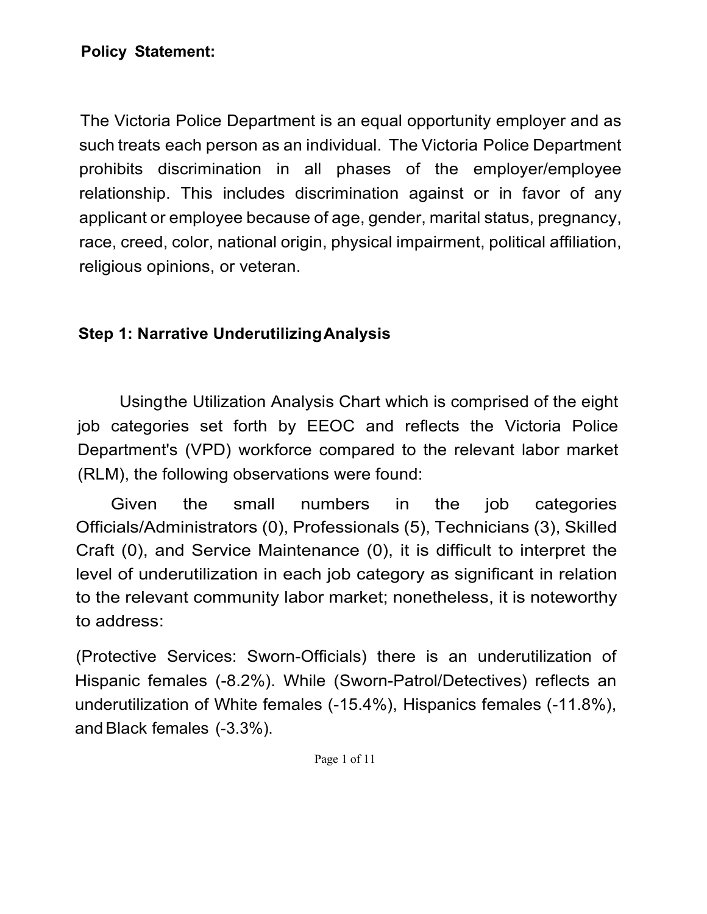**Policy Statement:**

The Victoria Police Department is an equal opportunity employer and as such treats each person as an individual. The Victoria Police Department prohibits discrimination in all phases of the employer/employee relationship. This includes discrimination against or in favor of any applicant or employee because of age, gender, marital status, pregnancy, race, creed, color, national origin, physical impairment, political affiliation, religious opinions, or veteran.

**Step 1: Narrative UnderutilizingAnalysis**

Usingthe Utilization Analysis Chart which is comprised of the eight job categories set forth by EEOC and reflects the Victoria Police Department's (VPD) workforce compared to the relevant labor market (RLM), the following observations were found:

Given the small numbers in the job categories Officials/Administrators (0), Professionals (5), Technicians (3), Skilled Craft (0), and Service Maintenance (0), it is difficult to interpret the level of underutilization in each job category as significant in relation to the relevant community labor market; nonetheless, it is noteworthy to address:

(Protective Services: Sworn-Officials) there is an underutilization of Hispanic females (-8.2%). While (Sworn-Patrol/Detectives) reflects an underutilization of White females (-15.4%), Hispanics females (-11.8%), and Black females (-3.3%).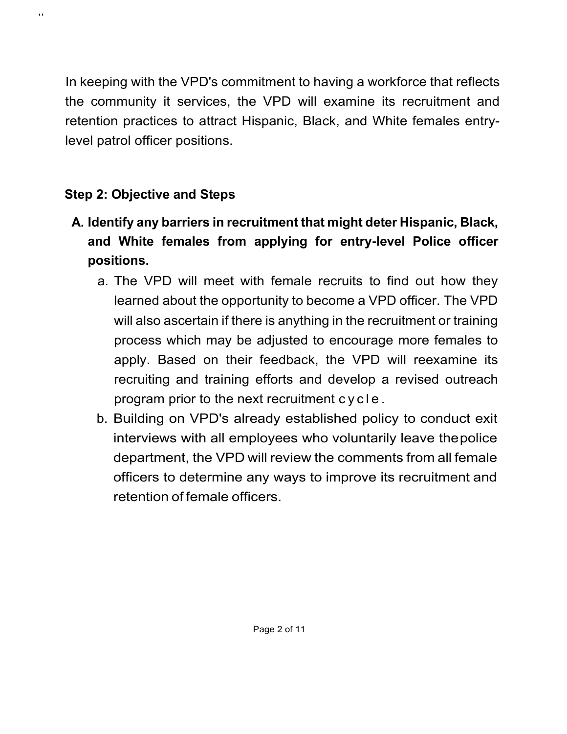In keeping with the VPD's commitment to having a workforce that reflects the community it services, the VPD will examine its recruitment and retention practices to attract Hispanic, Black, and White females entry-level patrol officer positions.

**Step 2: Objective and Steps**

**A. Identify any barriers in recruitment that might deter Hispanic, Black, and White females from applying for entry-level Police officer positions.**

a. The VPD will meet with female recruits to find out how they learned about the opportunity to become a VPD officer. The VPD will also ascertain if there is anything in the recruitment or training process which may be adjusted to encourage more females to apply. Based on their feedback, the VPD will reexamine its recruiting and training efforts and develop a revised outreach program prior to the next recruitment cycle.

b. Building on VPD's already established policy to conduct exit interviews with all employees who voluntarily leave the police department, the VPD will review the comments from all female officers to determine any ways to improve its recruitment and retention of female officers.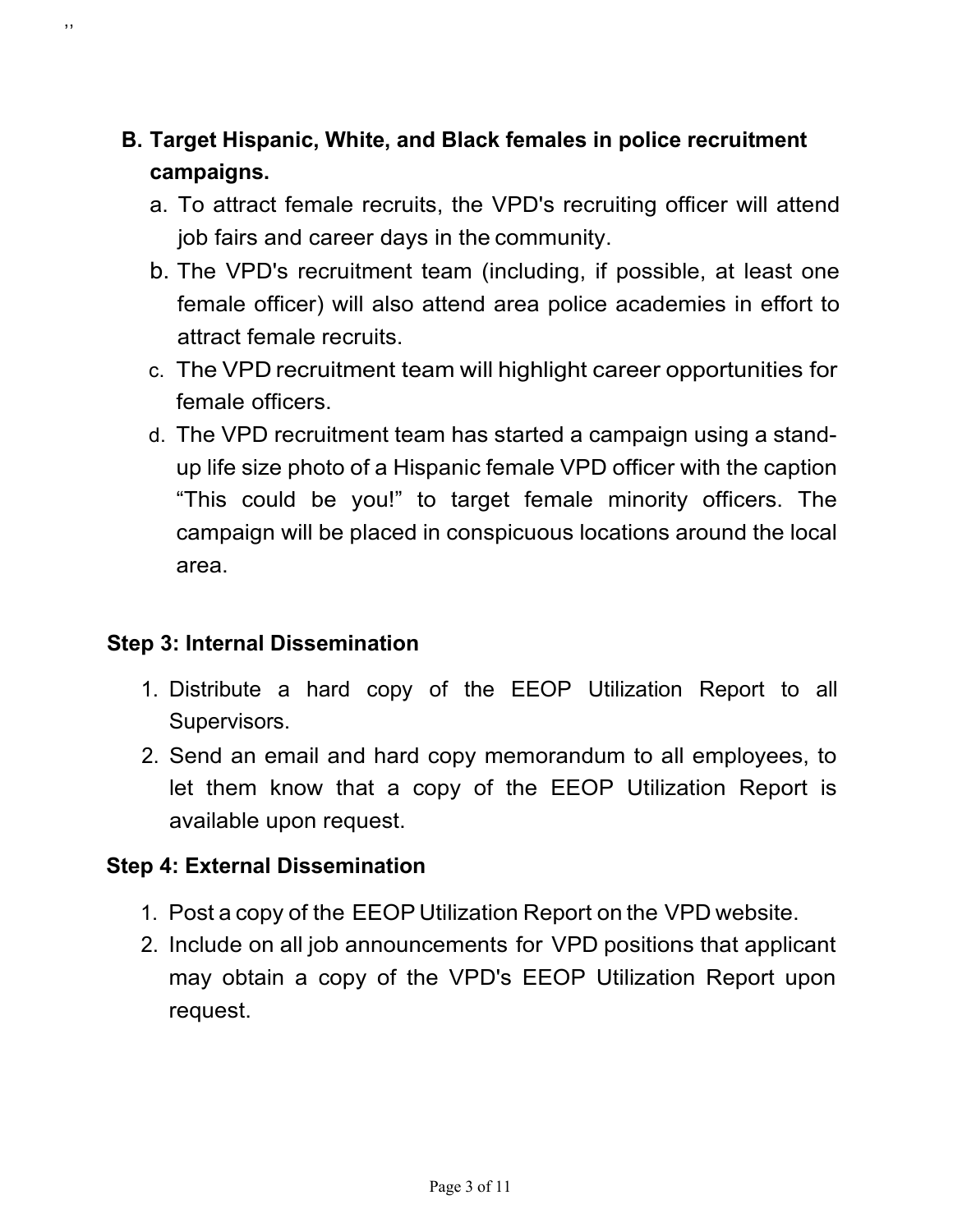B. **Target Hispanic, White, and Black females in police recruitment campaigns.**
   a. To attract female recruits, the VPD's recruiting officer will attend job fairs and career days in the community.
   b. The VPD's recruitment team (including, if possible, at least one female officer) will also attend area police academies in effort to attract female recruits.
   c. The VPD recruitment team will highlight career opportunities for female officers.
   d. The VPD recruitment team has started a campaign using a stand-up life size photo of a Hispanic female VPD officer with the caption "This could be you!" to target female minority officers. The campaign will be placed in conspicuous locations around the local area.

**Step 3: Internal Dissemination**

1. Distribute a hard copy of the EEOP Utilization Report to all Supervisors.
2. Send an email and hard copy memorandum to all employees, to let them know that a copy of the EEOP Utilization Report is available upon request.

**Step 4: External Dissemination**

1. Post a copy of the EEOP Utilization Report on the VPD website.
2. Include on all job announcements for VPD positions that applicant may obtain a copy of the VPD's EEOP Utilization Report upon request.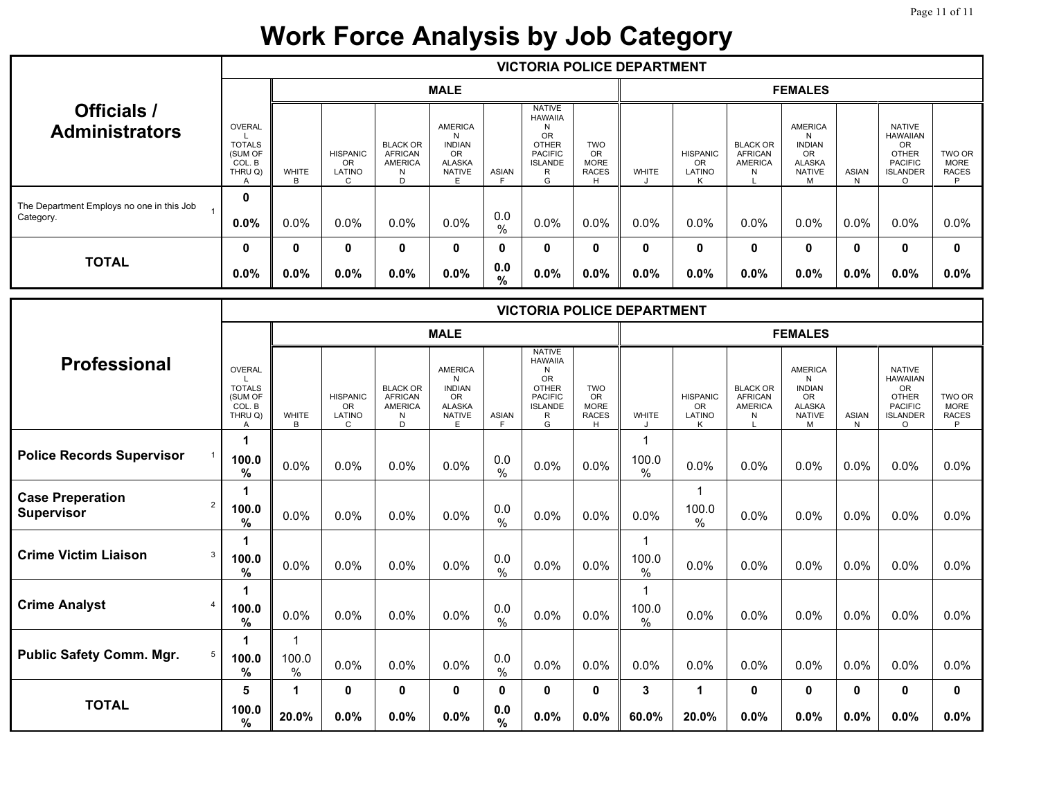# Work Force Analysis by Job Category

| Officials / Administrators | | VICTORIA POLICE DEPARTMENT | | | | | | | | | | | | | | |
|---|---|---|---|---|---|---|---|---|---|---|---|---|---|---|---|---|
| | | MALE | | | | | | | FEMALES | | | | | | | |
| | OVERALL TOTALS (SUM OF COL. B THRU Q) A | WHITE B | HISPANIC OR LATINO C | BLACK OR AFRICAN AMERICAN D | AMERICAN INDIAN OR ALASKA NATIVE E | ASIAN F | NATIVE HAWAIIAN OR OTHER PACIFIC ISLANDER G | TWO OR MORE RACES H | WHITE J | HISPANIC OR LATINO K | BLACK OR AFRICAN AMERICAN L | AMERICAN INDIAN OR ALASKA NATIVE M | ASIAN N | NATIVE HAWAIIAN OR OTHER PACIFIC ISLANDER O | TWO OR MORE RACES P |
| The Department Employs no one in this Job Category. 1 | **0** | | | | | | | | | | | | | | |
| | **0.0%** | 0.0% | 0.0% | 0.0% | 0.0% | 0.0% | 0.0% | 0.0% | 0.0% | 0.0% | 0.0% | 0.0% | 0.0% | 0.0% | 0.0% |
| **TOTAL** | **0** | **0** | **0** | **0** | **0** | **0** | **0** | **0** | **0** | **0** | **0** | **0** | **0** | **0** | **0** |
| | **0.0%** | **0.0%** | **0.0%** | **0.0%** | **0.0%** | **0.0%** | **0.0%** | **0.0%** | **0.0%** | **0.0%** | **0.0%** | **0.0%** | **0.0%** | **0.0%** | **0.0%** |

| Professional | VICTORIA POLICE DEPARTMENT | | | | | | | | | | | | | | |
|---|---|---|---|---|---|---|---|---|---|---|---|---|---|---|---|
| | | MALE | | | | | | | FEMALES | | | | | | |
| | OVERALL TOTALS (SUM OF COL. B THRU Q) A | WHITE B | HISPANIC OR LATINO C | BLACK OR AFRICAN AMERICAN D | AMERICAN INDIAN OR ALASKA NATIVE E | ASIAN F | NATIVE HAWAIIAN OR OTHER PACIFIC ISLANDER G | TWO OR MORE RACES H | WHITE J | HISPANIC OR LATINO K | BLACK OR AFRICAN AMERICAN L | AMERICAN INDIAN OR ALASKA NATIVE M | ASIAN N | NATIVE HAWAIIAN OR OTHER PACIFIC ISLANDER O | TWO OR MORE RACES P |
| **Police Records Supervisor** 1 | **1** | | | | | | | | 1 | | | | | | |
| | **100.0%** | 0.0% | 0.0% | 0.0% | 0.0% | 0.0% | 0.0% | 0.0% | 100.0% | 0.0% | 0.0% | 0.0% | 0.0% | 0.0% | 0.0% |
| **Case Preperation Supervisor** 2 | **1** | | | | | | | | | 1 | | | | | |
| | **100.0%** | 0.0% | 0.0% | 0.0% | 0.0% | 0.0% | 0.0% | 0.0% | 0.0% | 100.0% | 0.0% | 0.0% | 0.0% | 0.0% | 0.0% |
| **Crime Victim Liaison** 3 | **1** | | | | | | | | 1 | | | | | | |
| | **100.0%** | 0.0% | 0.0% | 0.0% | 0.0% | 0.0% | 0.0% | 0.0% | 100.0% | 0.0% | 0.0% | 0.0% | 0.0% | 0.0% | 0.0% |
| **Crime Analyst** 4 | **1** | | | | | | | | 1 | | | | | | |
| | **100.0%** | 0.0% | 0.0% | 0.0% | 0.0% | 0.0% | 0.0% | 0.0% | 100.0% | 0.0% | 0.0% | 0.0% | 0.0% | 0.0% | 0.0% |
| **Public Safety Comm. Mgr.** 5 | **1** | 1 | | | | | | | | | | | | | |
| | **100.0%** | 100.0% | 0.0% | 0.0% | 0.0% | 0.0% | 0.0% | 0.0% | 0.0% | 0.0% | 0.0% | 0.0% | 0.0% | 0.0% | 0.0% |
| **TOTAL** | **5** | **1** | **0** | **0** | **0** | **0** | **0** | **0** | **3** | **1** | **0** | **0** | **0** | **0** | **0** |
| | **100.0%** | **20.0%** | **0.0%** | **0.0%** | **0.0%** | **0.0%** | **0.0%** | **0.0%** | **60.0%** | **20.0%** | **0.0%** | **0.0%** | **0.0%** | **0.0%** | **0.0%** |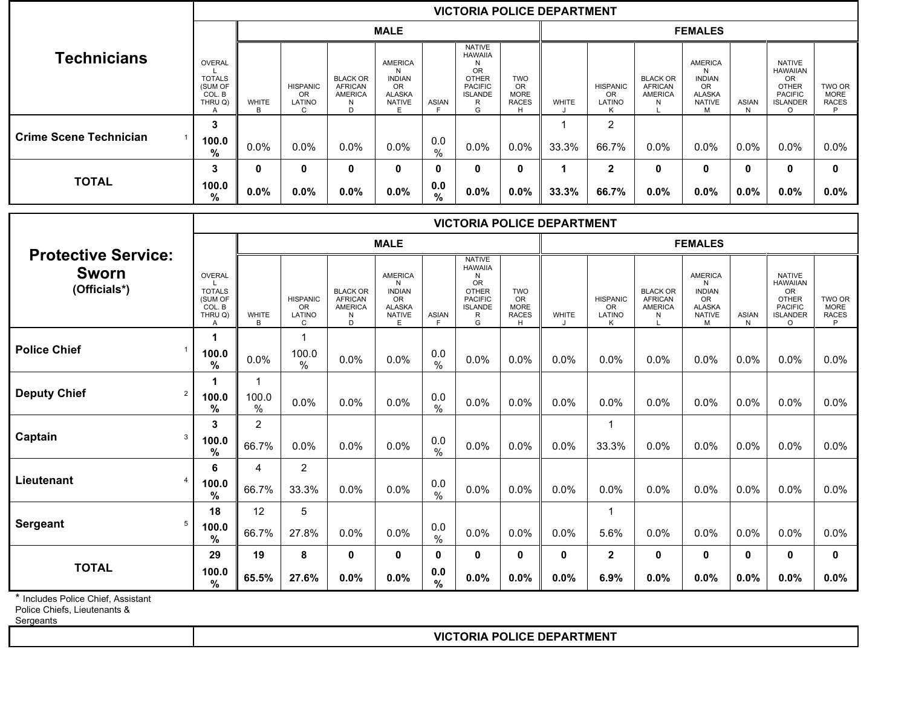| Technicians | VICTORIA POLICE DEPARTMENT | | | | | | | | | | | | | | | |
|---|---|---|---|---|---|---|---|---|---|---|---|---|---|---|---|---|
| | | MALE | | | | | | | FEMALES | | | | | | | |
| | OVERALL TOTALS (SUM OF COL. B THRU Q) A | WHITE B | HISPANIC OR LATINO C | BLACK OR AFRICAN AMERICAN D | AMERICAN INDIAN OR ALASKA NATIVE E | ASIAN F | NATIVE HAWAIIAN OR OTHER PACIFIC ISLANDER G | TWO OR MORE RACES H | WHITE J | HISPANIC OR LATINO K | BLACK OR AFRICAN AMERICAN L | AMERICAN INDIAN OR ALASKA NATIVE M | ASIAN N | NATIVE HAWAIIAN OR OTHER PACIFIC ISLANDER O | TWO OR MORE RACES P |
| **Crime Scene Technician** 1 | **3** | | | | | | | | 1 | 2 | | | | | |
| | **100.0 %** | 0.0% | 0.0% | 0.0% | 0.0% | 0.0 % | 0.0% | 0.0% | 33.3% | 66.7% | 0.0% | 0.0% | 0.0% | 0.0% | 0.0% |
| **TOTAL** | **3** | **0** | **0** | **0** | **0** | **0** | **0** | **0** | **1** | **2** | **0** | **0** | **0** | **0** | **0** |
| | **100.0 %** | **0.0%** | **0.0%** | **0.0%** | **0.0%** | **0.0 %** | **0.0%** | **0.0%** | **33.3%** | **66.7%** | **0.0%** | **0.0%** | **0.0%** | **0.0%** | **0.0%** |

| Protective Service: Sworn (Officials*) | VICTORIA POLICE DEPARTMENT | | | | | | | | | | | | | | |
|---|---|---|---|---|---|---|---|---|---|---|---|---|---|---|---|
| | | MALE | | | | | | | FEMALES | | | | | | |
| | OVERALL TOTALS (SUM OF COL. B THRU Q) A | WHITE B | HISPANIC OR LATINO C | BLACK OR AFRICAN AMERICAN D | AMERICAN INDIAN OR ALASKA NATIVE E | ASIAN F | NATIVE HAWAIIAN OR OTHER PACIFIC ISLANDER G | TWO OR MORE RACES H | WHITE J | HISPANIC OR LATINO K | BLACK OR AFRICAN AMERICAN L | AMERICAN INDIAN OR ALASKA NATIVE M | ASIAN N | NATIVE HAWAIIAN OR OTHER PACIFIC ISLANDER O | TWO OR MORE RACES P |
| **Police Chief** 1 | **1** | | 1 | | | | | | | | | | | | |
| | **100.0 %** | 0.0% | 100.0 % | 0.0% | 0.0% | 0.0 % | 0.0% | 0.0% | 0.0% | 0.0% | 0.0% | 0.0% | 0.0% | 0.0% | 0.0% |
| **Deputy Chief** 2 | **1** | 1 | | | | | | | | | | | | | |
| | **100.0 %** | 100.0 % | 0.0% | 0.0% | 0.0% | 0.0 % | 0.0% | 0.0% | 0.0% | 0.0% | 0.0% | 0.0% | 0.0% | 0.0% | 0.0% |
| **Captain** 3 | **3** | 2 | | | | | | | | 1 | | | | | |
| | **100.0 %** | 66.7% | 0.0% | 0.0% | 0.0% | 0.0 % | 0.0% | 0.0% | 0.0% | 33.3% | 0.0% | 0.0% | 0.0% | 0.0% | 0.0% |
| **Lieutenant** 4 | **6** | 4 | 2 | | | | | | | | | | | | |
| | **100.0 %** | 66.7% | 33.3% | 0.0% | 0.0% | 0.0 % | 0.0% | 0.0% | 0.0% | 0.0% | 0.0% | 0.0% | 0.0% | 0.0% | 0.0% |
| **Sergeant** 5 | **18** | 12 | 5 | | | | | | | 1 | | | | | |
| | **100.0 %** | 66.7% | 27.8% | 0.0% | 0.0% | 0.0 % | 0.0% | 0.0% | 0.0% | 5.6% | 0.0% | 0.0% | 0.0% | 0.0% | 0.0% |
| **TOTAL** | **29** | **19** | **8** | **0** | **0** | **0** | **0** | **0** | **0** | **2** | **0** | **0** | **0** | **0** | **0** |
| | **100.0 %** | **65.5%** | **27.6%** | **0.0%** | **0.0%** | **0.0 %** | **0.0%** | **0.0%** | **0.0%** | **6.9%** | **0.0%** | **0.0%** | **0.0%** | **0.0%** | **0.0%** |

* Includes Police Chief, Assistant Police Chiefs, Lieutenants & Sergeants

| | VICTORIA POLICE DEPARTMENT |
|---|---|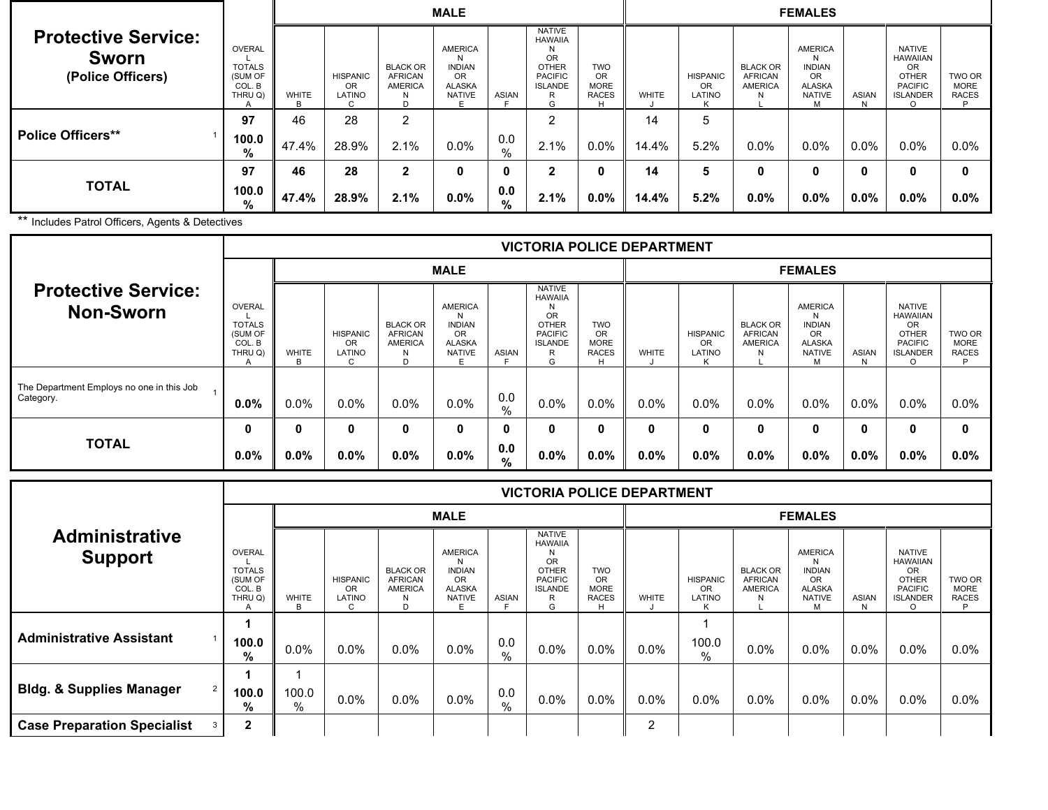| Protective Service: Sworn (Police Officers) | | OVERALL TOTALS (SUM OF COL. B THRU Q) A | MALE | | | | | | | FEMALES | | | | | | |
|---|---|---|---|---|---|---|---|---|---|---|---|---|---|---|---|---|
| | | | WHITE B | HISPANIC OR LATINO C | BLACK OR AFRICAN AMERICAN D | AMERICAN INDIAN OR ALASKA NATIVE E | ASIAN F | NATIVE HAWAIIAN OR OTHER PACIFIC ISLANDER G | TWO OR MORE RACES H | WHITE J | HISPANIC OR LATINO K | BLACK OR AFRICAN AMERICAN L | AMERICAN INDIAN OR ALASKA NATIVE M | ASIAN N | NATIVE HAWAIIAN OR OTHER PACIFIC ISLANDER O | TWO OR MORE RACES P |
| Police Officers** | 1 | 97 | 46 | 28 | 2 | | | 2 | | 14 | 5 | | | | | |
| | | 100.0% | 47.4% | 28.9% | 2.1% | 0.0% | 0.0% | 2.1% | 0.0% | 14.4% | 5.2% | 0.0% | 0.0% | 0.0% | 0.0% | 0.0% |
| **TOTAL** | | **97** | **46** | **28** | **2** | **0** | **0** | **2** | **0** | **14** | **5** | **0** | **0** | **0** | **0** | **0** |
| | | **100.0%** | **47.4%** | **28.9%** | **2.1%** | **0.0%** | **0.0%** | **2.1%** | **0.0%** | **14.4%** | **5.2%** | **0.0%** | **0.0%** | **0.0%** | **0.0%** | **0.0%** |

** Includes Patrol Officers, Agents & Detectives

| Protective Service: Non-Sworn | | VICTORIA POLICE DEPARTMENT | | | | | | | | | | | | | | |
|---|---|---|---|---|---|---|---|---|---|---|---|---|---|---|---|---|
| | | OVERALL TOTALS (SUM OF COL. B THRU Q) A | MALE | | | | | | | FEMALES | | | | | | |
| | | | WHITE B | HISPANIC OR LATINO C | BLACK OR AFRICAN AMERICAN D | AMERICAN INDIAN OR ALASKA NATIVE E | ASIAN F | NATIVE HAWAIIAN OR OTHER PACIFIC ISLANDER G | TWO OR MORE RACES H | WHITE J | HISPANIC OR LATINO K | BLACK OR AFRICAN AMERICAN L | AMERICAN INDIAN OR ALASKA NATIVE M | ASIAN N | NATIVE HAWAIIAN OR OTHER PACIFIC ISLANDER O | TWO OR MORE RACES P |
| The Department Employs no one in this Job Category. | 1 | **0.0%** | 0.0% | 0.0% | 0.0% | 0.0% | 0.0% | 0.0% | 0.0% | 0.0% | 0.0% | 0.0% | 0.0% | 0.0% | 0.0% | 0.0% |
| **TOTAL** | | **0** | **0** | **0** | **0** | **0** | **0** | **0** | **0** | **0** | **0** | **0** | **0** | **0** | **0** | **0** |
| | | **0.0%** | **0.0%** | **0.0%** | **0.0%** | **0.0%** | **0.0%** | **0.0%** | **0.0%** | **0.0%** | **0.0%** | **0.0%** | **0.0%** | **0.0%** | **0.0%** | **0.0%** |

| Administrative Support | | VICTORIA POLICE DEPARTMENT | | | | | | | | | | | | | | |
|---|---|---|---|---|---|---|---|---|---|---|---|---|---|---|---|---|
| | | OVERALL TOTALS (SUM OF COL. B THRU Q) A | MALE | | | | | | | FEMALES | | | | | | |
| | | | WHITE B | HISPANIC OR LATINO C | BLACK OR AFRICAN AMERICAN D | AMERICAN INDIAN OR ALASKA NATIVE E | ASIAN F | NATIVE HAWAIIAN OR OTHER PACIFIC ISLANDER G | TWO OR MORE RACES H | WHITE J | HISPANIC OR LATINO K | BLACK OR AFRICAN AMERICAN L | AMERICAN INDIAN OR ALASKA NATIVE M | ASIAN N | NATIVE HAWAIIAN OR OTHER PACIFIC ISLANDER O | TWO OR MORE RACES P |
| **Administrative Assistant** | 1 | **1** | | | | | | | | | 1 | | | | | |
| | | **100.0%** | 0.0% | 0.0% | 0.0% | 0.0% | 0.0% | 0.0% | 0.0% | 0.0% | 100.0% | 0.0% | 0.0% | 0.0% | 0.0% | 0.0% |
| **Bldg. & Supplies Manager** | 2 | **1** | 1 | | | | | | | | | | | | | |
| | | **100.0%** | 100.0% | 0.0% | 0.0% | 0.0% | 0.0% | 0.0% | 0.0% | 0.0% | 0.0% | 0.0% | 0.0% | 0.0% | 0.0% | 0.0% |
| **Case Preparation Specialist** | 3 | **2** | | | | | | | | 2 | | | | | | |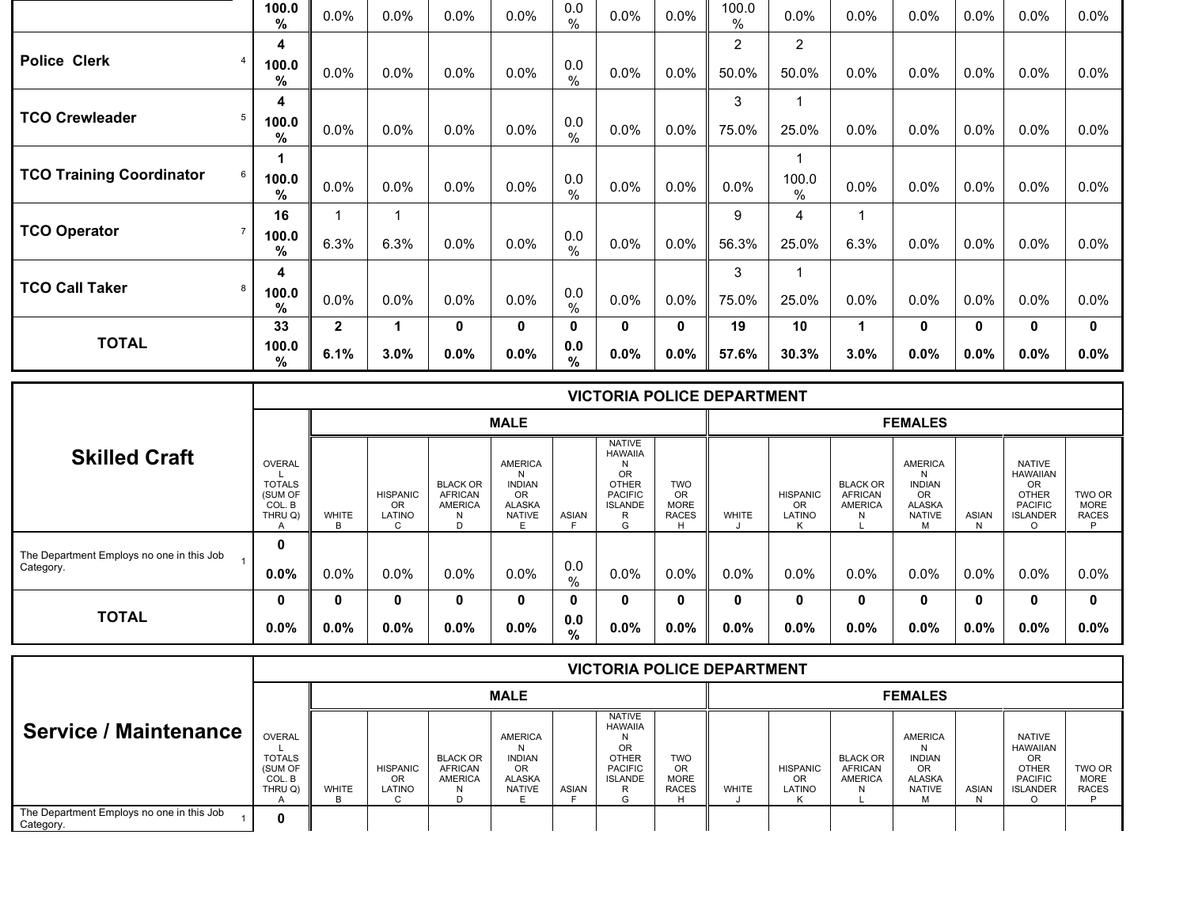| | A | B | C | D | E | F | G | H | J | K | L | M | N | O | P |
|---|---|---|---|---|---|---|---|---|---|---|---|---|---|---|---|
| | 100.0 % | 0.0% | 0.0% | 0.0% | 0.0% | 0.0 % | 0.0% | 0.0% | 100.0 % | 0.0% | 0.0% | 0.0% | 0.0% | 0.0% | 0.0% |
| Police Clerk 4 | 4 | | | | | | | | 2 | 2 | | | | | |
| | 100.0 % | 0.0% | 0.0% | 0.0% | 0.0% | 0.0 % | 0.0% | 0.0% | 50.0% | 50.0% | 0.0% | 0.0% | 0.0% | 0.0% | 0.0% |
| TCO Crewleader 5 | 4 | | | | | | | | 3 | 1 | | | | | |
| | 100.0 % | 0.0% | 0.0% | 0.0% | 0.0% | 0.0 % | 0.0% | 0.0% | 75.0% | 25.0% | 0.0% | 0.0% | 0.0% | 0.0% | 0.0% |
| TCO Training Coordinator 6 | 1 | | | | | | | | | 1 | | | | | |
| | 100.0 % | 0.0% | 0.0% | 0.0% | 0.0% | 0.0 % | 0.0% | 0.0% | 0.0% | 100.0 % | 0.0% | 0.0% | 0.0% | 0.0% | 0.0% |
| TCO Operator 7 | 16 | 1 | 1 | | | | | | 9 | 4 | 1 | | | | |
| | 100.0 % | 6.3% | 6.3% | 0.0% | 0.0% | 0.0 % | 0.0% | 0.0% | 56.3% | 25.0% | 6.3% | 0.0% | 0.0% | 0.0% | 0.0% |
| TCO Call Taker 8 | 4 | | | | | | | | 3 | 1 | | | | | |
| | 100.0 % | 0.0% | 0.0% | 0.0% | 0.0% | 0.0 % | 0.0% | 0.0% | 75.0% | 25.0% | 0.0% | 0.0% | 0.0% | 0.0% | 0.0% |
| **TOTAL** | **33** | **2** | **1** | **0** | **0** | **0** | **0** | **0** | **19** | **10** | **1** | **0** | **0** | **0** | **0** |
| | **100.0 %** | **6.1%** | **3.0%** | **0.0%** | **0.0%** | **0.0 %** | **0.0%** | **0.0%** | **57.6%** | **30.3%** | **3.0%** | **0.0%** | **0.0%** | **0.0%** | **0.0%** |

| **Skilled Craft** | **VICTORIA POLICE DEPARTMENT** | | | | | | | | | | | | | | |
|---|---|---|---|---|---|---|---|---|---|---|---|---|---|---|---|
| | | **MALE** | | | | | | | **FEMALES** | | | | | | |
| | OVERALL TOTALS (SUM OF COL. B THRU Q) A | WHITE B | HISPANIC OR LATINO C | BLACK OR AFRICAN AMERICAN D | AMERICAN INDIAN OR ALASKA NATIVE E | ASIAN F | NATIVE HAWAIIAN OR OTHER PACIFIC ISLANDER G | TWO OR MORE RACES H | WHITE J | HISPANIC OR LATINO K | BLACK OR AFRICAN AMERICAN L | AMERICAN INDIAN OR ALASKA NATIVE M | ASIAN N | NATIVE HAWAIIAN OR OTHER PACIFIC ISLANDER O | TWO OR MORE RACES P |
| The Department Employs no one in this Job Category. 1 | 0 | | | | | | | | | | | | | | |
| | **0.0%** | 0.0% | 0.0% | 0.0% | 0.0% | 0.0 % | 0.0% | 0.0% | 0.0% | 0.0% | 0.0% | 0.0% | 0.0% | 0.0% | 0.0% |
| **TOTAL** | **0** | **0** | **0** | **0** | **0** | **0** | **0** | **0** | **0** | **0** | **0** | **0** | **0** | **0** | **0** |
| | **0.0%** | **0.0%** | **0.0%** | **0.0%** | **0.0%** | **0.0 %** | **0.0%** | **0.0%** | **0.0%** | **0.0%** | **0.0%** | **0.0%** | **0.0%** | **0.0%** | **0.0%** |

| **Service / Maintenance** | **VICTORIA POLICE DEPARTMENT** | | | | | | | | | | | | | | |
|---|---|---|---|---|---|---|---|---|---|---|---|---|---|---|---|
| | | **MALE** | | | | | | | **FEMALES** | | | | | | |
| | OVERALL TOTALS (SUM OF COL. B THRU Q) A | WHITE B | HISPANIC OR LATINO C | BLACK OR AFRICAN AMERICAN D | AMERICAN INDIAN OR ALASKA NATIVE E | ASIAN F | NATIVE HAWAIIAN OR OTHER PACIFIC ISLANDER G | TWO OR MORE RACES H | WHITE J | HISPANIC OR LATINO K | BLACK OR AFRICAN AMERICAN L | AMERICAN INDIAN OR ALASKA NATIVE M | ASIAN N | NATIVE HAWAIIAN OR OTHER PACIFIC ISLANDER O | TWO OR MORE RACES P |
| The Department Employs no one in this Job Category. 1 | 0 | | | | | | | | | | | | | | |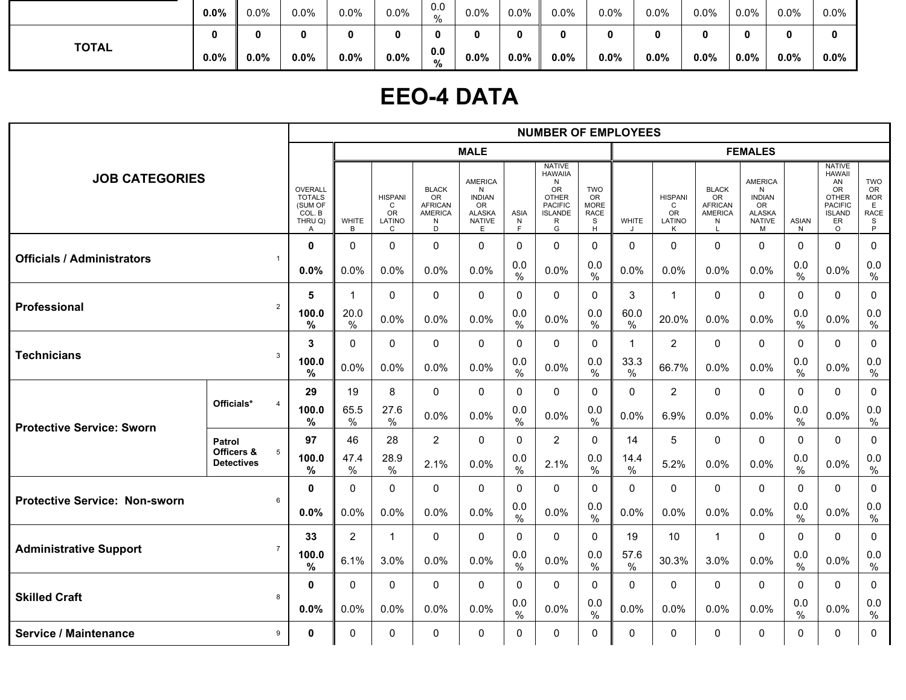| | 0.0% | 0.0% | 0.0% | 0.0% | 0.0% | 0.0% | 0.0% | 0.0% | 0.0% | 0.0% | 0.0% | 0.0% | 0.0% | 0.0% | 0.0% |
|---|---|---|---|---|---|---|---|---|---|---|---|---|---|---|---|
| **TOTAL** | **0** | **0** | **0** | **0** | **0** | **0** | **0** | **0** | **0** | **0** | **0** | **0** | **0** | **0** | **0** |
| | **0.0%** | **0.0%** | **0.0%** | **0.0%** | **0.0%** | **0.0%** | **0.0%** | **0.0%** | **0.0%** | **0.0%** | **0.0%** | **0.0%** | **0.0%** | **0.0%** | **0.0%** |

# EEO-4 DATA

| JOB CATEGORIES | | | NUMBER OF EMPLOYEES | | | | | | | | | | | | | | | |
|---|---|---|---|---|---|---|---|---|---|---|---|---|---|---|---|---|---|---|
| | | | | MALE | | | | | | | FEMALES | | | | | | | |
| | | | OVERALL TOTALS (SUM OF COL. B THRU Q) A | WHITE B | HISPANIC OR LATINO C | BLACK OR AFRICAN AMERICAN D | AMERICAN INDIAN OR ALASKA NATIVE E | ASIAN F | NATIVE HAWAIIAN OR OTHER PACIFIC ISLANDER G | TWO OR MORE RACES H | WHITE J | HISPANIC OR LATINO K | BLACK OR AFRICAN AMERICAN L | AMERICAN INDIAN OR ALASKA NATIVE M | ASIAN N | NATIVE HAWAIIAN OR OTHER PACIFIC ISLANDER O | TWO OR MORE RACES P |
| **Officials / Administrators** | | 1 | **0** | 0 | 0 | 0 | 0 | 0 | 0 | 0 | 0 | 0 | 0 | 0 | 0 | 0 | 0 |
| | | | **0.0%** | 0.0% | 0.0% | 0.0% | 0.0% | 0.0% | 0.0% | 0.0% | 0.0% | 0.0% | 0.0% | 0.0% | 0.0% | 0.0% | 0.0% |
| **Professional** | | 2 | **5** | 1 | 0 | 0 | 0 | 0 | 0 | 0 | 3 | 1 | 0 | 0 | 0 | 0 | 0 |
| | | | **100.0%** | 20.0% | 0.0% | 0.0% | 0.0% | 0.0% | 0.0% | 0.0% | 60.0% | 20.0% | 0.0% | 0.0% | 0.0% | 0.0% | 0.0% |
| **Technicians** | | 3 | **3** | 0 | 0 | 0 | 0 | 0 | 0 | 0 | 1 | 2 | 0 | 0 | 0 | 0 | 0 |
| | | | **100.0%** | 0.0% | 0.0% | 0.0% | 0.0% | 0.0% | 0.0% | 0.0% | 33.3% | 66.7% | 0.0% | 0.0% | 0.0% | 0.0% | 0.0% |
| **Protective Service: Sworn** | **Officials*** | 4 | **29** | 19 | 8 | 0 | 0 | 0 | 0 | 0 | 0 | 2 | 0 | 0 | 0 | 0 | 0 |
| | | | **100.0%** | 65.5% | 27.6% | 0.0% | 0.0% | 0.0% | 0.0% | 0.0% | 0.0% | 6.9% | 0.0% | 0.0% | 0.0% | 0.0% | 0.0% |
| | **Patrol Officers & Detectives** | 5 | **97** | 46 | 28 | 2 | 0 | 0 | 2 | 0 | 14 | 5 | 0 | 0 | 0 | 0 | 0 |
| | | | **100.0%** | 47.4% | 28.9% | 2.1% | 0.0% | 0.0% | 2.1% | 0.0% | 14.4% | 5.2% | 0.0% | 0.0% | 0.0% | 0.0% | 0.0% |
| **Protective Service: Non-sworn** | | 6 | **0** | 0 | 0 | 0 | 0 | 0 | 0 | 0 | 0 | 0 | 0 | 0 | 0 | 0 | 0 |
| | | | **0.0%** | 0.0% | 0.0% | 0.0% | 0.0% | 0.0% | 0.0% | 0.0% | 0.0% | 0.0% | 0.0% | 0.0% | 0.0% | 0.0% | 0.0% |
| **Administrative Support** | | 7 | **33** | 2 | 1 | 0 | 0 | 0 | 0 | 0 | 19 | 10 | 1 | 0 | 0 | 0 | 0 |
| | | | **100.0%** | 6.1% | 3.0% | 0.0% | 0.0% | 0.0% | 0.0% | 0.0% | 57.6% | 30.3% | 3.0% | 0.0% | 0.0% | 0.0% | 0.0% |
| **Skilled Craft** | | 8 | **0** | 0 | 0 | 0 | 0 | 0 | 0 | 0 | 0 | 0 | 0 | 0 | 0 | 0 | 0 |
| | | | **0.0%** | 0.0% | 0.0% | 0.0% | 0.0% | 0.0% | 0.0% | 0.0% | 0.0% | 0.0% | 0.0% | 0.0% | 0.0% | 0.0% | 0.0% |
| **Service / Maintenance** | | 9 | **0** | 0 | 0 | 0 | 0 | 0 | 0 | 0 | 0 | 0 | 0 | 0 | 0 | 0 | 0 |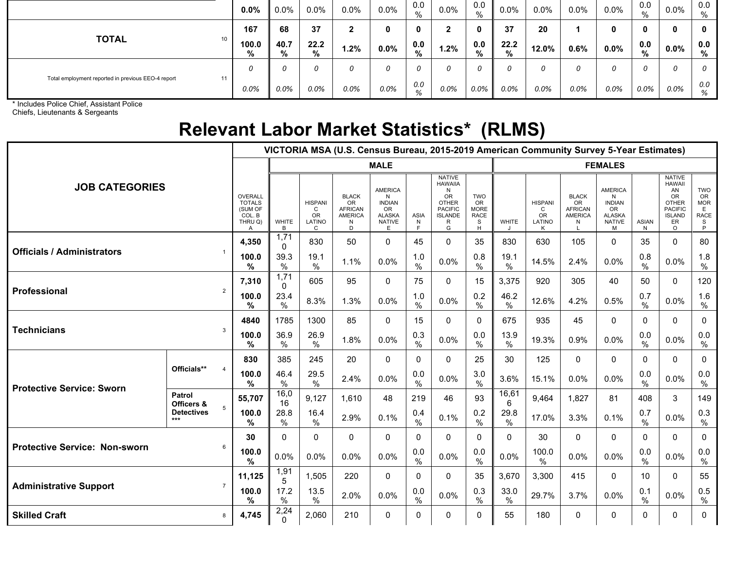| | | | | | | | | | | | | | | | | | |
|---|---|---|---|---|---|---|---|---|---|---|---|---|---|---|---|---|---|
| | | 0.0% | 0.0% | 0.0% | 0.0% | 0.0% | 0.0 % | 0.0% | 0.0 % | 0.0% | 0.0% | 0.0% | 0.0% | 0.0 % | 0.0% | 0.0 % |
| **TOTAL** | 10 | **167** | **68** | **37** | **2** | **0** | **0** | **2** | **0** | **37** | **20** | **1** | **0** | **0** | **0** | **0** |
| | | **100.0 %** | **40.7 %** | **22.2 %** | **1.2%** | **0.0%** | **0.0 %** | **1.2%** | **0.0 %** | **22.2 %** | **12.0%** | **0.6%** | **0.0%** | **0.0 %** | **0.0%** | **0.0 %** |
| Total employment reported in previous EEO-4 report | 11 | *0* | *0* | *0* | *0* | *0* | *0* | *0* | *0* | *0* | *0* | *0* | *0* | *0* | *0* | *0* |
| | | *0.0%* | *0.0%* | *0.0%* | *0.0%* | *0.0%* | *0.0 %* | *0.0%* | *0.0%* | *0.0%* | *0.0%* | *0.0%* | *0.0%* | *0.0%* | *0.0%* | *0.0 %* |

\* Includes Police Chief, Assistant Police Chiefs, Lieutenants & Sergeants

# Relevant Labor Market Statistics* (RLMS)

| JOB CATEGORIES | | | VICTORIA MSA (U.S. Census Bureau, 2015-2019 American Community Survey 5-Year Estimates) | | | | | | | | | | | | | | | |
|---|---|---|---|---|---|---|---|---|---|---|---|---|---|---|---|---|---|
| | | | | MALE | | | | | | | FEMALES | | | | | | | |
| | | | OVERALL TOTALS (SUM OF COL. B THRU Q) A | WHITE B | HISPANIC OR LATINO C | BLACK OR AFRICAN AMERICAN D | AMERICAN INDIAN OR ALASKA NATIVE E | ASIAN F | NATIVE HAWAIIAN OR OTHER PACIFIC ISLANDER G | TWO OR MORE RACES H | WHITE J | HISPANIC OR LATINO K | BLACK OR AFRICAN AMERICAN L | AMERICAN INDIAN OR ALASKA NATIVE M | ASIAN N | NATIVE HAWAIIAN OR OTHER PACIFIC ISLANDER O | TWO OR MORE RACES P |
| **Officials / Administrators** | | 1 | **4,350** | 1,710 | 830 | 50 | 0 | 45 | 0 | 35 | 830 | 630 | 105 | 0 | 35 | 0 | 80 |
| | | | **100.0 %** | 39.3 % | 19.1 % | 1.1% | 0.0% | 1.0 % | 0.0% | 0.8 % | 19.1 % | 14.5% | 2.4% | 0.0% | 0.8 % | 0.0% | 1.8 % |
| **Professional** | | 2 | **7,310** | 1,710 | 605 | 95 | 0 | 75 | 0 | 15 | 3,375 | 920 | 305 | 40 | 50 | 0 | 120 |
| | | | **100.0 %** | 23.4 % | 8.3% | 1.3% | 0.0% | 1.0 % | 0.0% | 0.2 % | 46.2 % | 12.6% | 4.2% | 0.5% | 0.7 % | 0.0% | 1.6 % |
| **Technicians** | | 3 | **4840** | 1785 | 1300 | 85 | 0 | 15 | 0 | 0 | 675 | 935 | 45 | 0 | 0 | 0 | 0 |
| | | | **100.0 %** | 36.9 % | 26.9 % | 1.8% | 0.0% | 0.3 % | 0.0% | 0.0 % | 13.9 % | 19.3% | 0.9% | 0.0% | 0.0 % | 0.0% | 0.0 % |
| **Protective Service: Sworn** | **Officials\*\*** | 4 | **830** | 385 | 245 | 20 | 0 | 0 | 0 | 25 | 30 | 125 | 0 | 0 | 0 | 0 | 0 |
| | | | **100.0 %** | 46.4 % | 29.5 % | 2.4% | 0.0% | 0.0 % | 0.0% | 3.0 % | 3.6% | 15.1% | 0.0% | 0.0% | 0.0 % | 0.0% | 0.0 % |
| | **Patrol Officers & Detectives \*\*\*** | 5 | **55,707** | 16,016 | 9,127 | 1,610 | 48 | 219 | 46 | 93 | 16,616 | 9,464 | 1,827 | 81 | 408 | 3 | 149 |
| | | | **100.0 %** | 28.8 % | 16.4 % | 2.9% | 0.1% | 0.4 % | 0.1% | 0.2 % | 29.8 % | 17.0% | 3.3% | 0.1% | 0.7 % | 0.0% | 0.3 % |
| **Protective Service: Non-sworn** | | 6 | **30** | 0 | 0 | 0 | 0 | 0 | 0 | 0 | 0 | 30 | 0 | 0 | 0 | 0 | 0 |
| | | | **100.0 %** | 0.0% | 0.0% | 0.0% | 0.0% | 0.0 % | 0.0% | 0.0 % | 0.0% | 100.0 % | 0.0% | 0.0% | 0.0 % | 0.0% | 0.0 % |
| **Administrative Support** | | 7 | **11,125** | 1,915 | 1,505 | 220 | 0 | 0 | 0 | 35 | 3,670 | 3,300 | 415 | 0 | 10 | 0 | 55 |
| | | | **100.0 %** | 17.2 % | 13.5 % | 2.0% | 0.0% | 0.0 % | 0.0% | 0.3 % | 33.0 % | 29.7% | 3.7% | 0.0% | 0.1 % | 0.0% | 0.5 % |
| **Skilled Craft** | | 8 | **4,745** | 2,240 | 2,060 | 210 | 0 | 0 | 0 | 0 | 55 | 180 | 0 | 0 | 0 | 0 | 0 |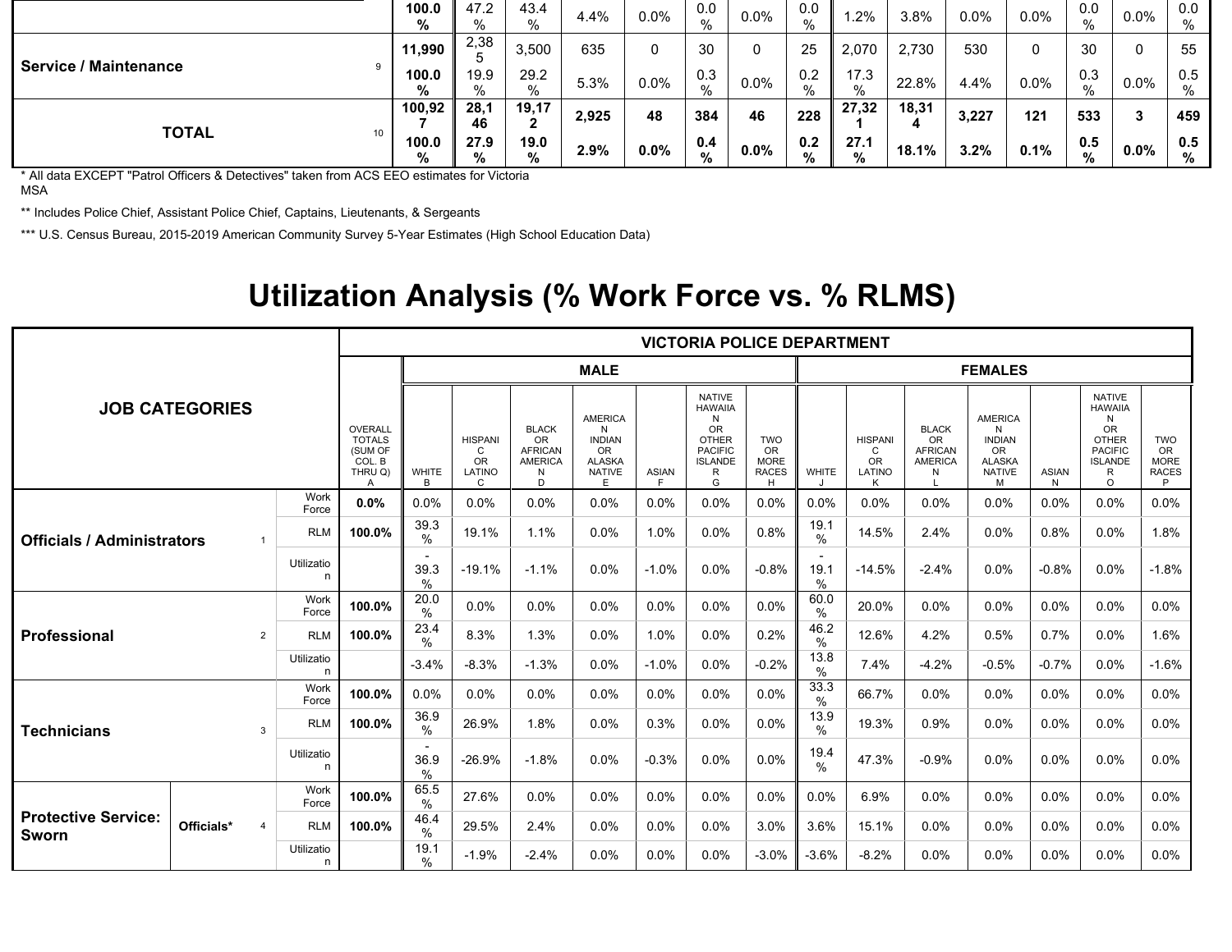| | | | | | | | | | | | | | | | | |
|---|---|---|---|---|---|---|---|---|---|---|---|---|---|---|---|---|
| | | **100.0 %** | 47.2 % | 43.4 % | 4.4% | 0.0% | 0.0 % | 0.0% | 0.0 % | 1.2% | 3.8% | 0.0% | 0.0% | 0.0 % | 0.0% | 0.0 % |
| **Service / Maintenance** | 9 | **11,990** | 2,385 | 3,500 | 635 | 0 | 30 | 0 | 25 | 2,070 | 2,730 | 530 | 0 | 30 | 0 | 55 |
| | | **100.0 %** | 19.9 % | 29.2 % | 5.3% | 0.0% | 0.3 % | 0.0% | 0.2 % | 17.3 % | 22.8% | 4.4% | 0.0% | 0.3 % | 0.0% | 0.5 % |
| **TOTAL** | 10 | **100,927** | **28,146** | **19,172** | **2,925** | **48** | **384** | **46** | **228** | **27,321** | **18,314** | **3,227** | **121** | **533** | **3** | **459** |
| | | **100.0 %** | **27.9 %** | **19.0 %** | **2.9%** | **0.0%** | **0.4 %** | **0.0%** | **0.2 %** | **27.1 %** | **18.1%** | **3.2%** | **0.1%** | **0.5 %** | **0.0%** | **0.5 %** |

* All data EXCEPT "Patrol Officers & Detectives" taken from ACS EEO estimates for Victoria MSA

** Includes Police Chief, Assistant Police Chief, Captains, Lieutenants, & Sergeants

*** U.S. Census Bureau, 2015-2019 American Community Survey 5-Year Estimates (High School Education Data)

# Utilization Analysis (% Work Force vs. % RLMS)

| JOB CATEGORIES | | | | VICTORIA POLICE DEPARTMENT | | | | | | | | | | | | | | | | |
|---|---|---|---|---|---|---|---|---|---|---|---|---|---|---|---|---|---|---|---|---|
| | | | | | MALE | | | | | | | FEMALES | | | | | | | | |
| | | | | OVERALL TOTALS (SUM OF COL. B THRU Q) A | WHITE B | HISPANIC OR LATINO C | BLACK OR AFRICAN AMERICAN D | AMERICAN INDIAN OR ALASKA NATIVE E | ASIAN F | NATIVE HAWAIIAN OR OTHER PACIFIC ISLANDER G | TWO OR MORE RACES H | WHITE J | HISPANIC OR LATINO K | BLACK OR AFRICAN AMERICAN L | AMERICAN INDIAN OR ALASKA NATIVE M | ASIAN N | NATIVE HAWAIIAN OR OTHER PACIFIC ISLANDER O | TWO OR MORE RACES P |
| **Officials / Administrators** | | 1 | Work Force | **0.0%** | 0.0% | 0.0% | 0.0% | 0.0% | 0.0% | 0.0% | 0.0% | 0.0% | 0.0% | 0.0% | 0.0% | 0.0% | 0.0% | 0.0% |
| | | | RLM | **100.0%** | 39.3 % | 19.1% | 1.1% | 0.0% | 1.0% | 0.0% | 0.8% | 19.1 % | 14.5% | 2.4% | 0.0% | 0.8% | 0.0% | 1.8% |
| | | | Utilization | | -39.3 % | -19.1% | -1.1% | 0.0% | -1.0% | 0.0% | -0.8% | -19.1 % | -14.5% | -2.4% | 0.0% | -0.8% | 0.0% | -1.8% |
| **Professional** | | 2 | Work Force | **100.0%** | 20.0 % | 0.0% | 0.0% | 0.0% | 0.0% | 0.0% | 0.0% | 60.0 % | 20.0% | 0.0% | 0.0% | 0.0% | 0.0% | 0.0% |
| | | | RLM | **100.0%** | 23.4 % | 8.3% | 1.3% | 0.0% | 1.0% | 0.0% | 0.2% | 46.2 % | 12.6% | 4.2% | 0.5% | 0.7% | 0.0% | 1.6% |
| | | | Utilization | | -3.4% | -8.3% | -1.3% | 0.0% | -1.0% | 0.0% | -0.2% | 13.8 % | 7.4% | -4.2% | -0.5% | -0.7% | 0.0% | -1.6% |
| **Technicians** | | 3 | Work Force | **100.0%** | 0.0% | 0.0% | 0.0% | 0.0% | 0.0% | 0.0% | 0.0% | 33.3 % | 66.7% | 0.0% | 0.0% | 0.0% | 0.0% | 0.0% |
| | | | RLM | **100.0%** | 36.9 % | 26.9% | 1.8% | 0.0% | 0.3% | 0.0% | 0.0% | 13.9 % | 19.3% | 0.9% | 0.0% | 0.0% | 0.0% | 0.0% |
| | | | Utilization | | -36.9 % | -26.9% | -1.8% | 0.0% | -0.3% | 0.0% | 0.0% | 19.4 % | 47.3% | -0.9% | 0.0% | 0.0% | 0.0% | 0.0% |
| **Protective Service: Sworn** | Officials* | 4 | Work Force | **100.0%** | 65.5 % | 27.6% | 0.0% | 0.0% | 0.0% | 0.0% | 0.0% | 0.0% | 6.9% | 0.0% | 0.0% | 0.0% | 0.0% | 0.0% |
| | | | RLM | **100.0%** | 46.4 % | 29.5% | 2.4% | 0.0% | 0.0% | 0.0% | 3.0% | 3.6% | 15.1% | 0.0% | 0.0% | 0.0% | 0.0% | 0.0% |
| | | | Utilization | | 19.1 % | -1.9% | -2.4% | 0.0% | 0.0% | 0.0% | -3.0% | -3.6% | -8.2% | 0.0% | 0.0% | 0.0% | 0.0% | 0.0% |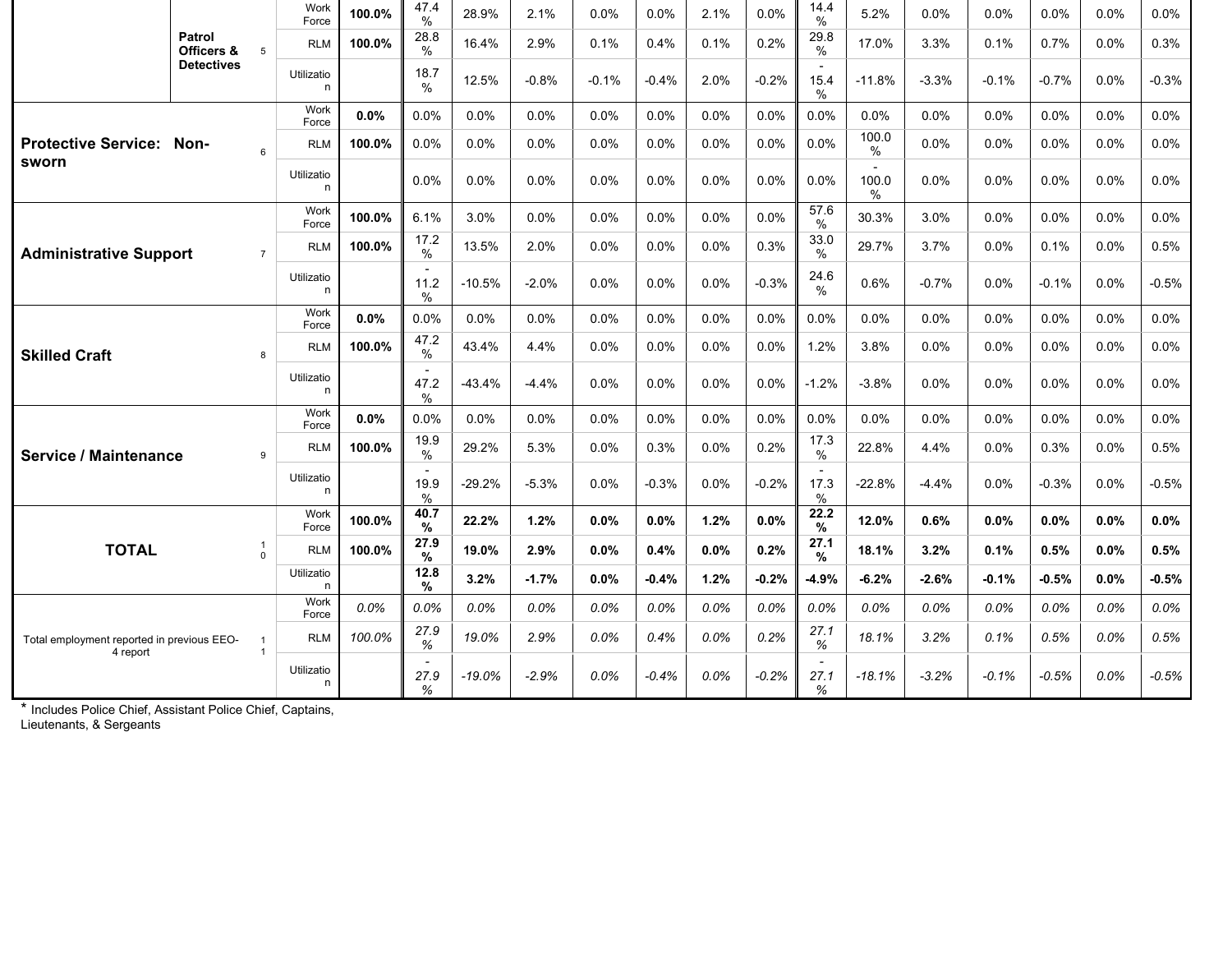| | | | | | | | | | | | | | | | | | | | |
|---|---|---|---|---|---|---|---|---|---|---|---|---|---|---|---|---|---|---|---|
| | Patrol Officers & Detectives | 5 | Work Force | **100.0%** | 47.4% | 28.9% | 2.1% | 0.0% | 0.0% | 2.1% | 0.0% | 14.4% | 5.2% | 0.0% | 0.0% | 0.0% | 0.0% | 0.0% |
| | | | RLM | **100.0%** | 28.8% | 16.4% | 2.9% | 0.1% | 0.4% | 0.1% | 0.2% | 29.8% | 17.0% | 3.3% | 0.1% | 0.7% | 0.0% | 0.3% |
| | | | Utilization | | 18.7% | 12.5% | -0.8% | -0.1% | -0.4% | 2.0% | -0.2% | -15.4% | -11.8% | -3.3% | -0.1% | -0.7% | 0.0% | -0.3% |
| **Protective Service: Non-sworn** | | 6 | Work Force | **0.0%** | 0.0% | 0.0% | 0.0% | 0.0% | 0.0% | 0.0% | 0.0% | 0.0% | 0.0% | 0.0% | 0.0% | 0.0% | 0.0% | 0.0% |
| | | | RLM | **100.0%** | 0.0% | 0.0% | 0.0% | 0.0% | 0.0% | 0.0% | 0.0% | 0.0% | 100.0% | 0.0% | 0.0% | 0.0% | 0.0% | 0.0% |
| | | | Utilization | | 0.0% | 0.0% | 0.0% | 0.0% | 0.0% | 0.0% | 0.0% | 0.0% | -100.0% | 0.0% | 0.0% | 0.0% | 0.0% | 0.0% |
| **Administrative Support** | | 7 | Work Force | **100.0%** | 6.1% | 3.0% | 0.0% | 0.0% | 0.0% | 0.0% | 0.0% | 57.6% | 30.3% | 3.0% | 0.0% | 0.0% | 0.0% | 0.0% |
| | | | RLM | **100.0%** | 17.2% | 13.5% | 2.0% | 0.0% | 0.0% | 0.0% | 0.3% | 33.0% | 29.7% | 3.7% | 0.0% | 0.1% | 0.0% | 0.5% |
| | | | Utilization | | -11.2% | -10.5% | -2.0% | 0.0% | 0.0% | 0.0% | -0.3% | 24.6% | 0.6% | -0.7% | 0.0% | -0.1% | 0.0% | -0.5% |
| **Skilled Craft** | | 8 | Work Force | **0.0%** | 0.0% | 0.0% | 0.0% | 0.0% | 0.0% | 0.0% | 0.0% | 0.0% | 0.0% | 0.0% | 0.0% | 0.0% | 0.0% | 0.0% |
| | | | RLM | **100.0%** | 47.2% | 43.4% | 4.4% | 0.0% | 0.0% | 0.0% | 0.0% | 1.2% | 3.8% | 0.0% | 0.0% | 0.0% | 0.0% | 0.0% |
| | | | Utilization | | -47.2% | -43.4% | -4.4% | 0.0% | 0.0% | 0.0% | 0.0% | -1.2% | -3.8% | 0.0% | 0.0% | 0.0% | 0.0% | 0.0% |
| **Service / Maintenance** | | 9 | Work Force | **0.0%** | 0.0% | 0.0% | 0.0% | 0.0% | 0.0% | 0.0% | 0.0% | 0.0% | 0.0% | 0.0% | 0.0% | 0.0% | 0.0% | 0.0% |
| | | | RLM | **100.0%** | 19.9% | 29.2% | 5.3% | 0.0% | 0.3% | 0.0% | 0.2% | 17.3% | 22.8% | 4.4% | 0.0% | 0.3% | 0.0% | 0.5% |
| | | | Utilization | | -19.9% | -29.2% | -5.3% | 0.0% | -0.3% | 0.0% | -0.2% | -17.3% | -22.8% | -4.4% | 0.0% | -0.3% | 0.0% | -0.5% |
| **TOTAL** | | 10 | Work Force | **100.0%** | **40.7%** | **22.2%** | **1.2%** | **0.0%** | **0.0%** | **1.2%** | **0.0%** | **22.2%** | **12.0%** | **0.6%** | **0.0%** | **0.0%** | **0.0%** | **0.0%** |
| | | | RLM | **100.0%** | **27.9%** | **19.0%** | **2.9%** | **0.0%** | **0.4%** | **0.0%** | **0.2%** | **27.1%** | **18.1%** | **3.2%** | **0.1%** | **0.5%** | **0.0%** | **0.5%** |
| | | | Utilization | | **12.8%** | **3.2%** | **-1.7%** | **0.0%** | **-0.4%** | **1.2%** | **-0.2%** | **-4.9%** | **-6.2%** | **-2.6%** | **-0.1%** | **-0.5%** | **0.0%** | **-0.5%** |
| Total employment reported in previous EEO-4 report | | 11 | Work Force | *0.0%* | *0.0%* | *0.0%* | *0.0%* | *0.0%* | *0.0%* | *0.0%* | *0.0%* | *0.0%* | *0.0%* | *0.0%* | *0.0%* | *0.0%* | *0.0%* | *0.0%* |
| | | | RLM | *100.0%* | *27.9%* | *19.0%* | *2.9%* | *0.0%* | *0.4%* | *0.0%* | *0.2%* | *27.1%* | *18.1%* | *3.2%* | *0.1%* | *0.5%* | *0.0%* | *0.5%* |
| | | | Utilization | | *-27.9%* | *-19.0%* | *-2.9%* | *0.0%* | *-0.4%* | *0.0%* | *-0.2%* | *-27.1%* | *-18.1%* | *-3.2%* | *-0.1%* | *-0.5%* | *0.0%* | *-0.5%* |

* Includes Police Chief, Assistant Police Chief, Captains, Lieutenants, & Sergeants